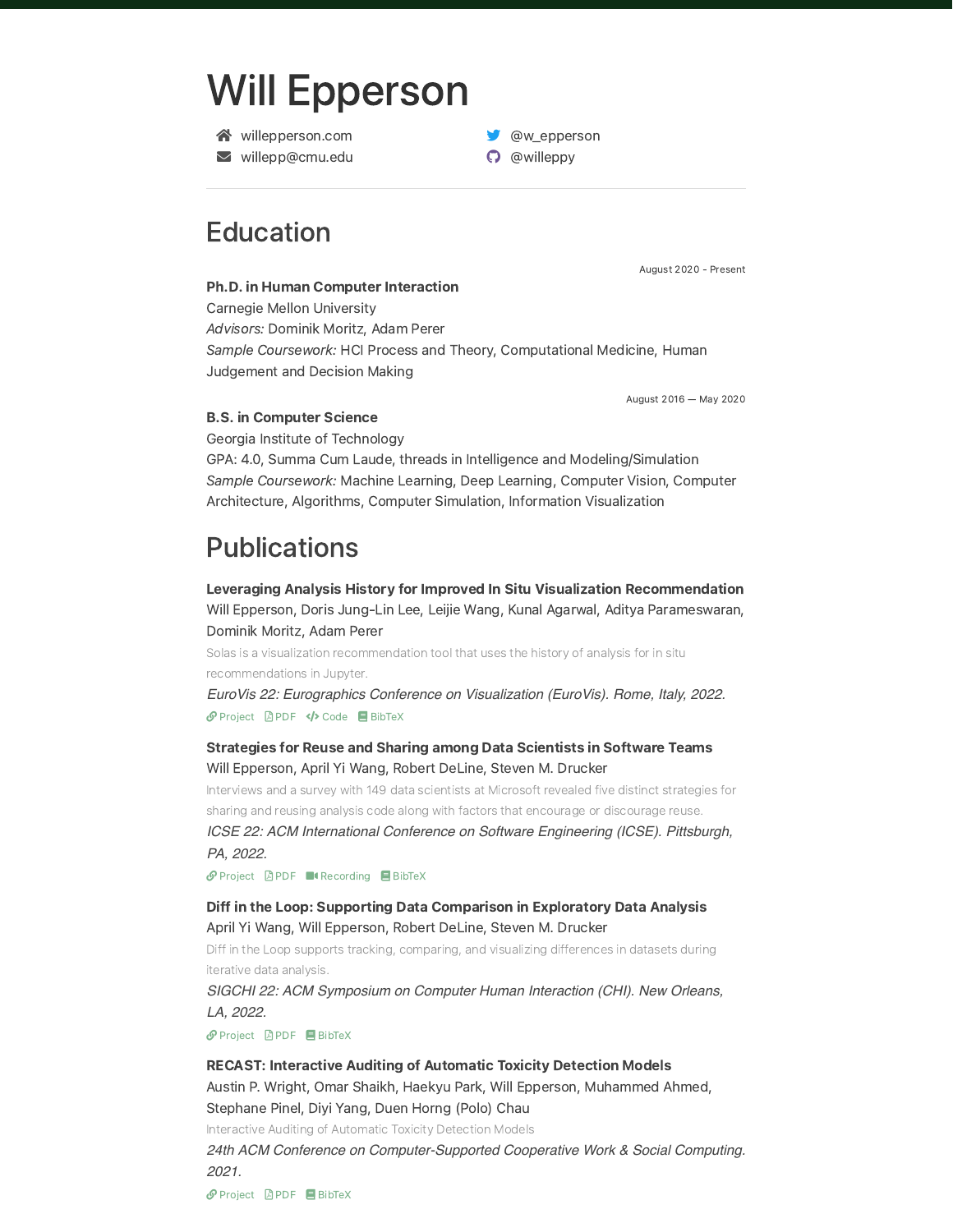# Will Epperson

willepperson.com
willepp@cmu.edu
@w_epperson
@willeppy

## Education

August 2020 - Present

**Ph.D. in Human Computer Interaction**
Carnegie Mellon University
*Advisors:* Dominik Moritz, Adam Perer
*Sample Coursework:* HCI Process and Theory, Computational Medicine, Human Judgement and Decision Making

August 2016 — May 2020

**B.S. in Computer Science**
Georgia Institute of Technology
GPA: 4.0, Summa Cum Laude, threads in Intelligence and Modeling/Simulation
*Sample Coursework:* Machine Learning, Deep Learning, Computer Vision, Computer Architecture, Algorithms, Computer Simulation, Information Visualization

## Publications

**Leveraging Analysis History for Improved In Situ Visualization Recommendation**
Will Epperson, Doris Jung-Lin Lee, Leijie Wang, Kunal Agarwal, Aditya Parameswaran, Dominik Moritz, Adam Perer
Solas is a visualization recommendation tool that uses the history of analysis for in situ recommendations in Jupyter.
*EuroVis 22: Eurographics Conference on Visualization (EuroVis). Rome, Italy, 2022.*
Project PDF Code BibTeX

**Strategies for Reuse and Sharing among Data Scientists in Software Teams**
Will Epperson, April Yi Wang, Robert DeLine, Steven M. Drucker
Interviews and a survey with 149 data scientists at Microsoft revealed five distinct strategies for sharing and reusing analysis code along with factors that encourage or discourage reuse.
*ICSE 22: ACM International Conference on Software Engineering (ICSE). Pittsburgh, PA, 2022.*
Project PDF Recording BibTeX

**Diff in the Loop: Supporting Data Comparison in Exploratory Data Analysis**
April Yi Wang, Will Epperson, Robert DeLine, Steven M. Drucker
Diff in the Loop supports tracking, comparing, and visualizing differences in datasets during iterative data analysis.
*SIGCHI 22: ACM Symposium on Computer Human Interaction (CHI). New Orleans, LA, 2022.*
Project PDF BibTeX

**RECAST: Interactive Auditing of Automatic Toxicity Detection Models**
Austin P. Wright, Omar Shaikh, Haekyu Park, Will Epperson, Muhammed Ahmed, Stephane Pinel, Diyi Yang, Duen Horng (Polo) Chau
Interactive Auditing of Automatic Toxicity Detection Models
*24th ACM Conference on Computer-Supported Cooperative Work & Social Computing. 2021.*
Project PDF BibTeX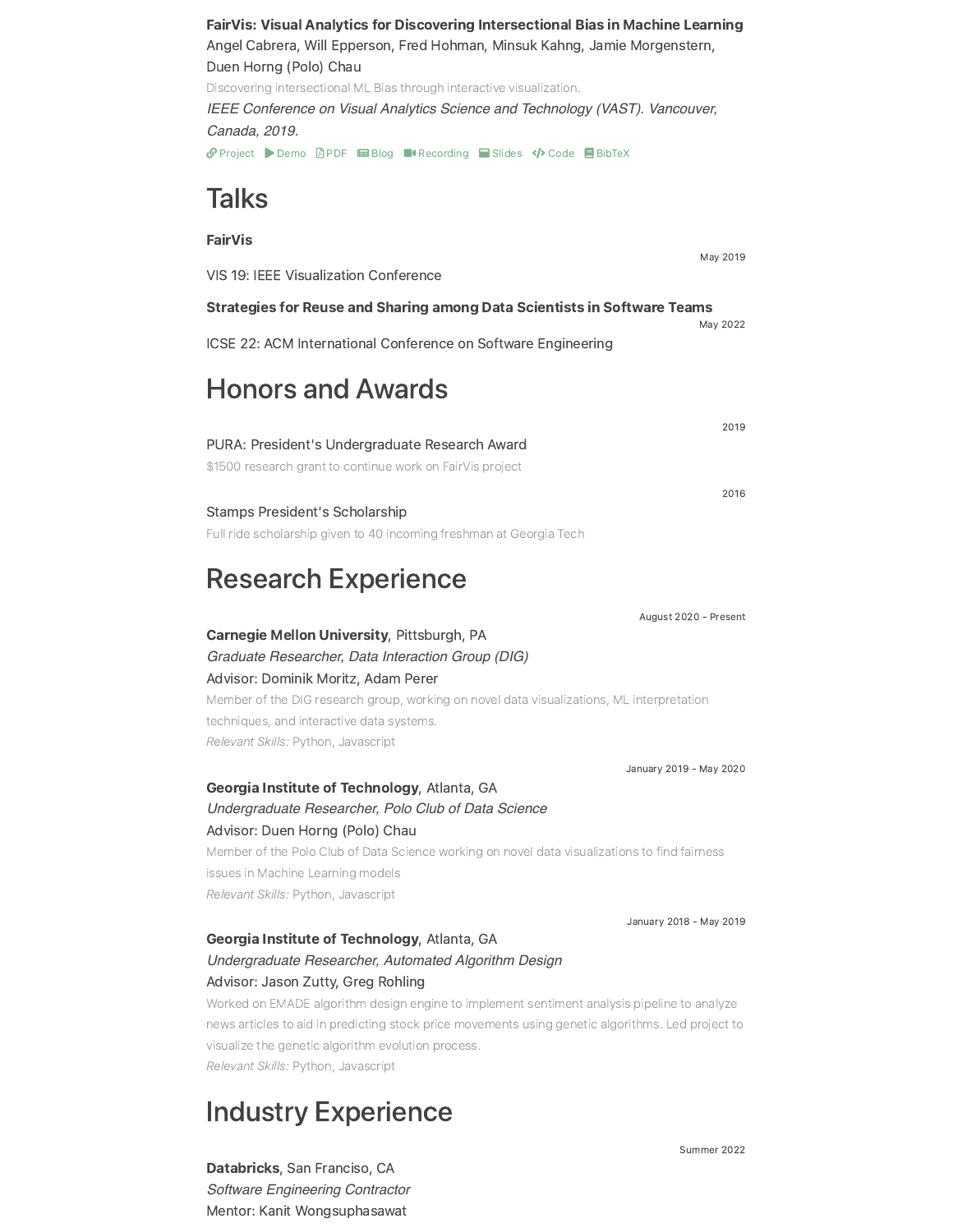**FairVis: Visual Analytics for Discovering Intersectional Bias in Machine Learning**
Angel Cabrera, Will Epperson, Fred Hohman, Minsuk Kahng, Jamie Morgenstern, Duen Horng (Polo) Chau
Discovering intersectional ML Bias through interactive visualization.
*IEEE Conference on Visual Analytics Science and Technology (VAST). Vancouver, Canada, 2019.*
Project Demo PDF Blog Recording Slides Code BibTeX

# Talks

**FairVis**
May 2019
VIS 19: IEEE Visualization Conference

**Strategies for Reuse and Sharing among Data Scientists in Software Teams**
May 2022
ICSE 22: ACM International Conference on Software Engineering

# Honors and Awards

2019
PURA: President's Undergraduate Research Award
$1500 research grant to continue work on FairVis project

2016
Stamps President's Scholarship
Full ride scholarship given to 40 incoming freshman at Georgia Tech

# Research Experience

August 2020 - Present
**Carnegie Mellon University**, Pittsburgh, PA
*Graduate Researcher, Data Interaction Group (DIG)*
Advisor: Dominik Moritz, Adam Perer
Member of the DIG research group, working on novel data visualizations, ML interpretation techniques, and interactive data systems.
*Relevant Skills:* Python, Javascript

January 2019 - May 2020
**Georgia Institute of Technology**, Atlanta, GA
*Undergraduate Researcher, Polo Club of Data Science*
Advisor: Duen Horng (Polo) Chau
Member of the Polo Club of Data Science working on novel data visualizations to find fairness issues in Machine Learning models
*Relevant Skills:* Python, Javascript

January 2018 - May 2019
**Georgia Institute of Technology**, Atlanta, GA
*Undergraduate Researcher, Automated Algorithm Design*
Advisor: Jason Zutty, Greg Rohling
Worked on EMADE algorithm design engine to implement sentiment analysis pipeline to analyze news articles to aid in predicting stock price movements using genetic algorithms. Led project to visualize the genetic algorithm evolution process.
*Relevant Skills:* Python, Javascript

# Industry Experience

Summer 2022
**Databricks**, San Francisco, CA
*Software Engineering Contractor*
Mentor: Kanit Wongsuphasawat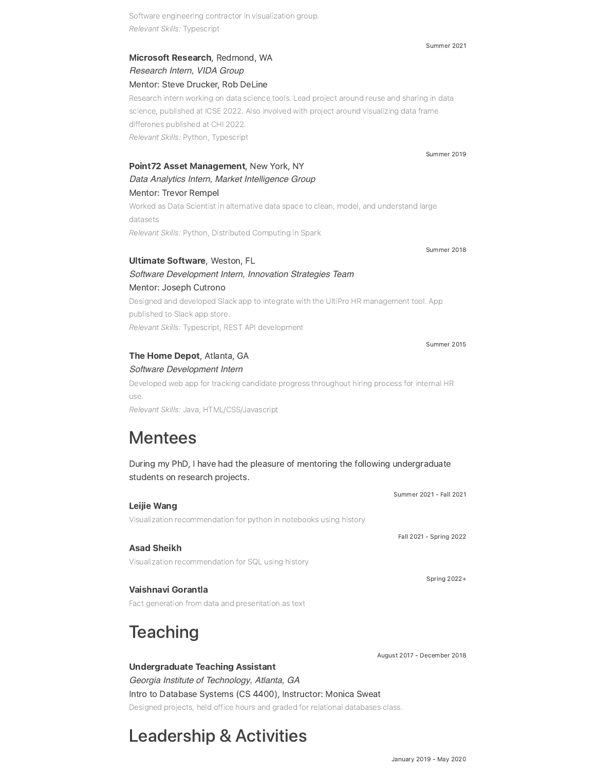Software engineering contractor in visualization group.
*Relevant Skills:* Typescript

Summer 2021

**Microsoft Research**, Redmond, WA
*Research Intern, VIDA Group*
Mentor: Steve Drucker, Rob DeLine
Research intern working on data science tools. Lead project around reuse and sharing in data science, published at ICSE 2022. Also involved with project around visualizing data frame differenes published at CHI 2022.
*Relevant Skills:* Python, Typescript

Summer 2019

**Point72 Asset Management**, New York, NY
*Data Analytics Intern, Market Intelligence Group*
Mentor: Trevor Rempel
Worked as Data Scientist in alternative data space to clean, model, and understand large datasets
*Relevant Skills:* Python, Distributed Computing in Spark

Summer 2018

**Ultimate Software**, Weston, FL
*Software Development Intern, Innovation Strategies Team*
Mentor: Joseph Cutrono
Designed and developed Slack app to integrate with the UltiPro HR management tool. App published to Slack app store.
*Relevant Skills:* Typescript, REST API development

Summer 2015

**The Home Depot**, Atlanta, GA
*Software Development Intern*
Developed web app for tracking candidate progress throughout hiring process for internal HR use.
*Relevant Skills:* Java, HTML/CSS/Javascript

# Mentees

During my PhD, I have had the pleasure of mentoring the following undergraduate students on research projects.

Summer 2021 - Fall 2021

**Leijie Wang**
Visualization recommendation for python in notebooks using history

Fall 2021 - Spring 2022

**Asad Sheikh**
Visualization recommendation for SQL using history

Spring 2022+

**Vaishnavi Gorantla**
Fact generation from data and presentation as text

# Teaching

August 2017 - December 2018

**Undergraduate Teaching Assistant**
*Georgia Institute of Technology, Atlanta, GA*
Intro to Database Systems (CS 4400), Instructor: Monica Sweat
Designed projects, held office hours and graded for relational databases class.

# Leadership & Activities

January 2019 - May 2020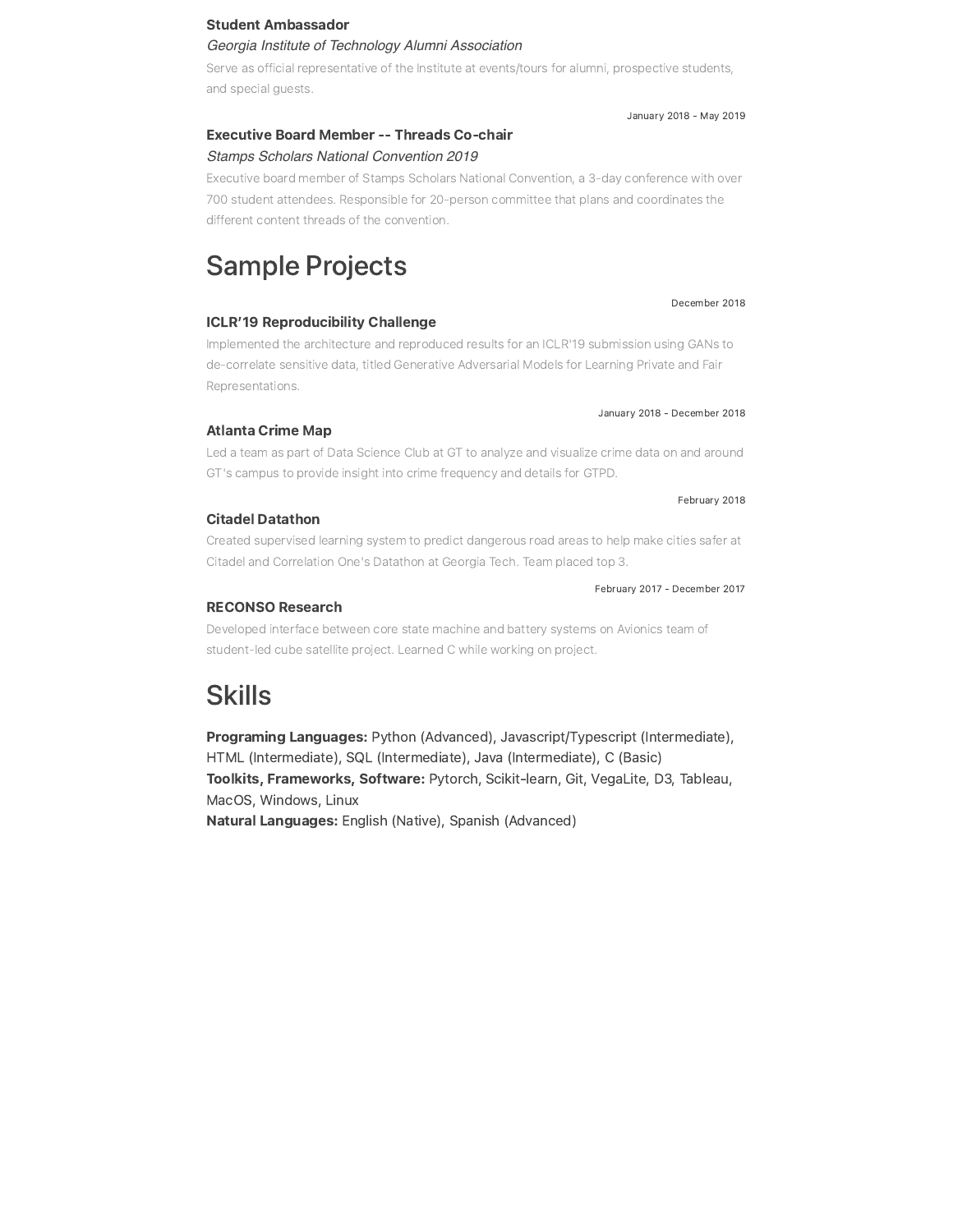**Student Ambassador**

*Georgia Institute of Technology Alumni Association*

Serve as official representative of the Institute at events/tours for alumni, prospective students, and special guests.

January 2018 - May 2019

**Executive Board Member -- Threads Co-chair**

*Stamps Scholars National Convention 2019*

Executive board member of Stamps Scholars National Convention, a 3-day conference with over 700 student attendees. Responsible for 20-person committee that plans and coordinates the different content threads of the convention.

# Sample Projects

December 2018

**ICLR'19 Reproducibility Challenge**

Implemented the architecture and reproduced results for an ICLR'19 submission using GANs to de-correlate sensitive data, titled Generative Adversarial Models for Learning Private and Fair Representations.

January 2018 - December 2018

**Atlanta Crime Map**

Led a team as part of Data Science Club at GT to analyze and visualize crime data on and around GT's campus to provide insight into crime frequency and details for GTPD.

February 2018

**Citadel Datathon**

Created supervised learning system to predict dangerous road areas to help make cities safer at Citadel and Correlation One's Datathon at Georgia Tech. Team placed top 3.

February 2017 - December 2017

**RECONSO Research**

Developed interface between core state machine and battery systems on Avionics team of student-led cube satellite project. Learned C while working on project.

# Skills

**Programing Languages:** Python (Advanced), Javascript/Typescript (Intermediate), HTML (Intermediate), SQL (Intermediate), Java (Intermediate), C (Basic)
**Toolkits, Frameworks, Software:** Pytorch, Scikit-learn, Git, VegaLite, D3, Tableau, MacOS, Windows, Linux
**Natural Languages:** English (Native), Spanish (Advanced)